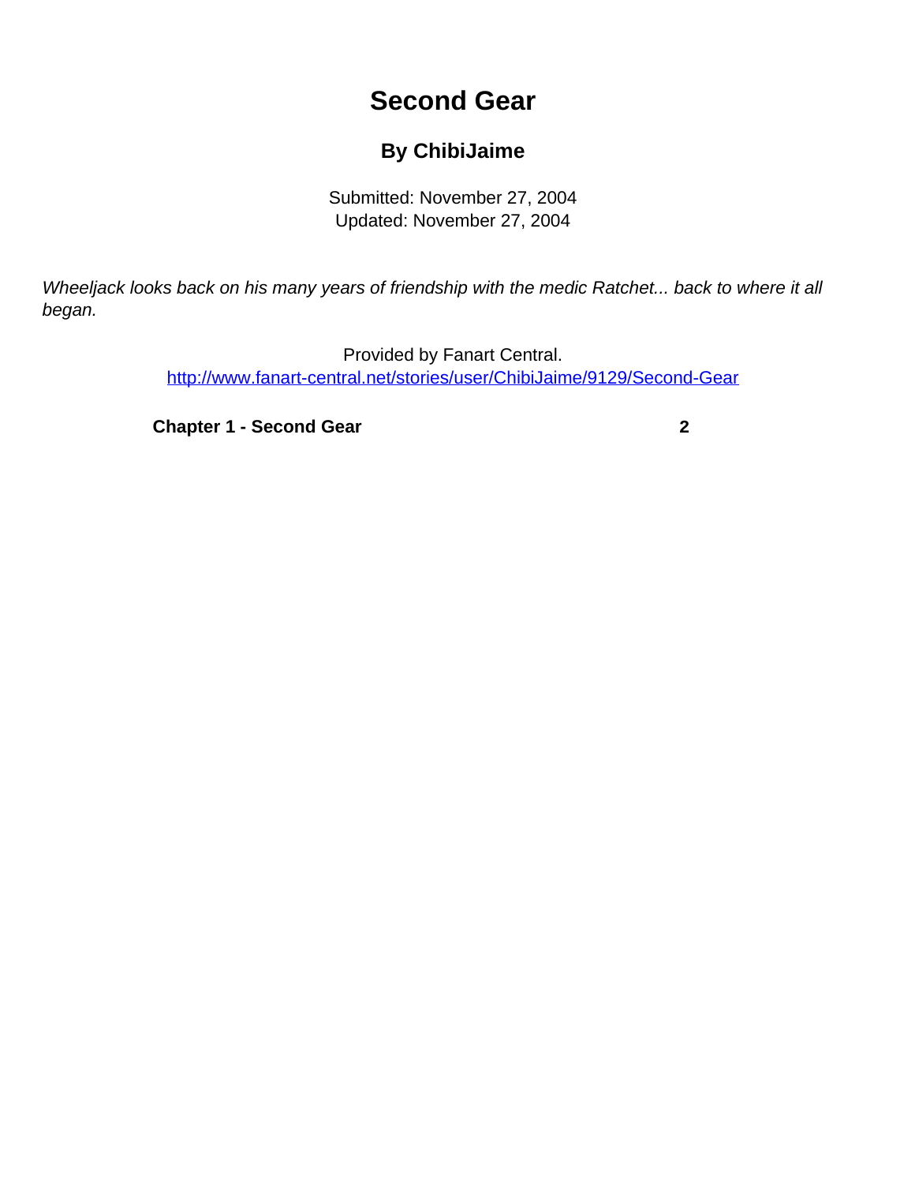# Second Gear

## By ChibiJaime

Submitted: November 27, 2004
Updated: November 27, 2004

*Wheeljack looks back on his many years of friendship with the medic Ratchet... back to where it all began.*

Provided by Fanart Central.
http://www.fanart-central.net/stories/user/ChibiJaime/9129/Second-Gear

**Chapter 1 - Second Gear** **2**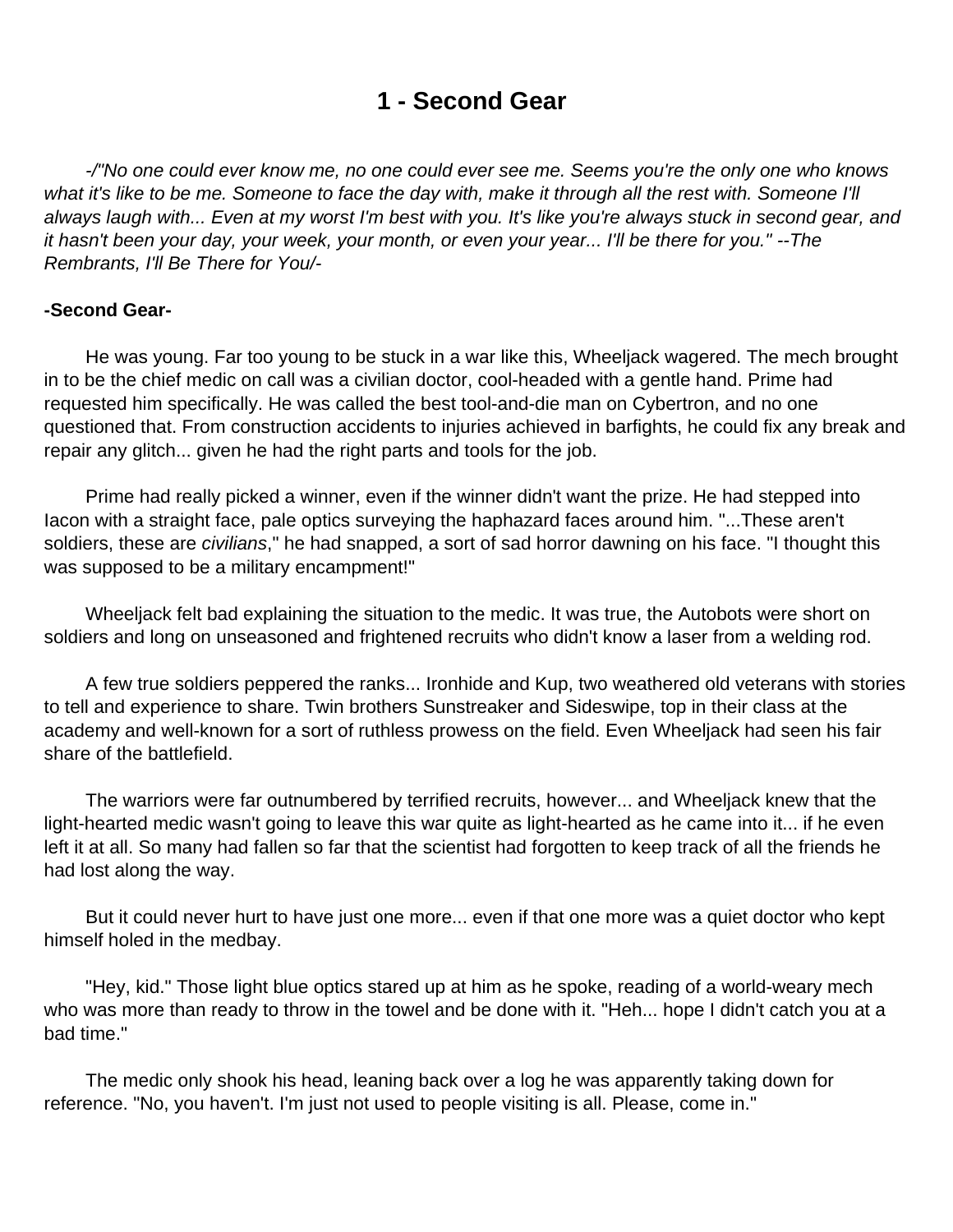# 1 - Second Gear

*-/"No one could ever know me, no one could ever see me. Seems you're the only one who knows what it's like to be me. Someone to face the day with, make it through all the rest with. Someone I'll always laugh with... Even at my worst I'm best with you. It's like you're always stuck in second gear, and it hasn't been your day, your week, your month, or even your year... I'll be there for you." --The Rembrants, I'll Be There for You/-*

**-Second Gear-**

He was young. Far too young to be stuck in a war like this, Wheeljack wagered. The mech brought in to be the chief medic on call was a civilian doctor, cool-headed with a gentle hand. Prime had requested him specifically. He was called the best tool-and-die man on Cybertron, and no one questioned that. From construction accidents to injuries achieved in barfights, he could fix any break and repair any glitch... given he had the right parts and tools for the job.

Prime had really picked a winner, even if the winner didn't want the prize. He had stepped into Iacon with a straight face, pale optics surveying the haphazard faces around him. "...These aren't soldiers, these are *civilians*," he had snapped, a sort of sad horror dawning on his face. "I thought this was supposed to be a military encampment!"

Wheeljack felt bad explaining the situation to the medic. It was true, the Autobots were short on soldiers and long on unseasoned and frightened recruits who didn't know a laser from a welding rod.

A few true soldiers peppered the ranks... Ironhide and Kup, two weathered old veterans with stories to tell and experience to share. Twin brothers Sunstreaker and Sideswipe, top in their class at the academy and well-known for a sort of ruthless prowess on the field. Even Wheeljack had seen his fair share of the battlefield.

The warriors were far outnumbered by terrified recruits, however... and Wheeljack knew that the light-hearted medic wasn't going to leave this war quite as light-hearted as he came into it... if he even left it at all. So many had fallen so far that the scientist had forgotten to keep track of all the friends he had lost along the way.

But it could never hurt to have just one more... even if that one more was a quiet doctor who kept himself holed in the medbay.

"Hey, kid." Those light blue optics stared up at him as he spoke, reading of a world-weary mech who was more than ready to throw in the towel and be done with it. "Heh... hope I didn't catch you at a bad time."

The medic only shook his head, leaning back over a log he was apparently taking down for reference. "No, you haven't. I'm just not used to people visiting is all. Please, come in."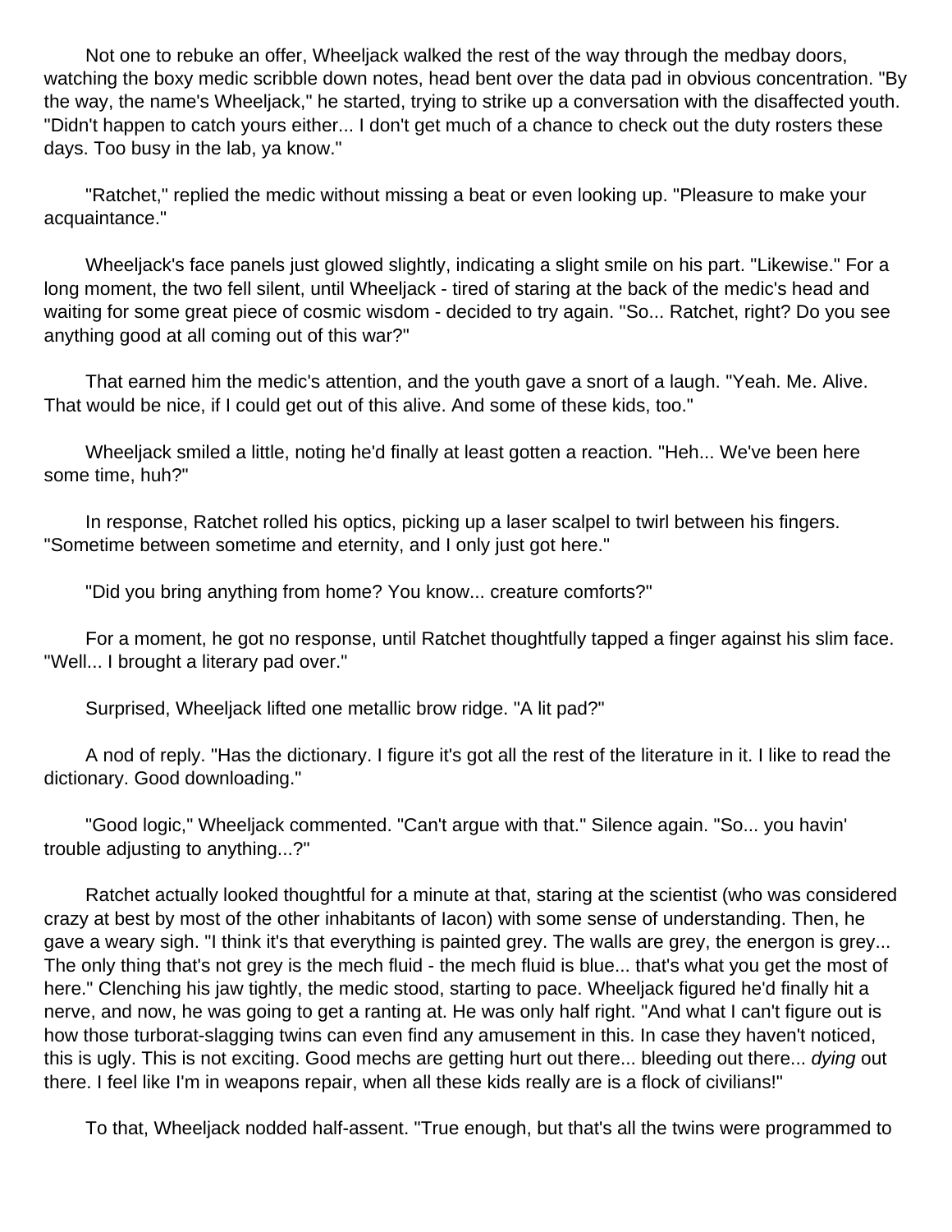Not one to rebuke an offer, Wheeljack walked the rest of the way through the medbay doors, watching the boxy medic scribble down notes, head bent over the data pad in obvious concentration. "By the way, the name's Wheeljack," he started, trying to strike up a conversation with the disaffected youth. "Didn't happen to catch yours either... I don't get much of a chance to check out the duty rosters these days. Too busy in the lab, ya know."

"Ratchet," replied the medic without missing a beat or even looking up. "Pleasure to make your acquaintance."

Wheeljack's face panels just glowed slightly, indicating a slight smile on his part. "Likewise." For a long moment, the two fell silent, until Wheeljack - tired of staring at the back of the medic's head and waiting for some great piece of cosmic wisdom - decided to try again. "So... Ratchet, right? Do you see anything good at all coming out of this war?"

That earned him the medic's attention, and the youth gave a snort of a laugh. "Yeah. Me. Alive. That would be nice, if I could get out of this alive. And some of these kids, too."

Wheeljack smiled a little, noting he'd finally at least gotten a reaction. "Heh... We've been here some time, huh?"

In response, Ratchet rolled his optics, picking up a laser scalpel to twirl between his fingers. "Sometime between sometime and eternity, and I only just got here."

"Did you bring anything from home? You know... creature comforts?"

For a moment, he got no response, until Ratchet thoughtfully tapped a finger against his slim face. "Well... I brought a literary pad over."

Surprised, Wheeljack lifted one metallic brow ridge. "A lit pad?"

A nod of reply. "Has the dictionary. I figure it's got all the rest of the literature in it. I like to read the dictionary. Good downloading."

"Good logic," Wheeljack commented. "Can't argue with that." Silence again. "So... you havin' trouble adjusting to anything...?"

Ratchet actually looked thoughtful for a minute at that, staring at the scientist (who was considered crazy at best by most of the other inhabitants of Iacon) with some sense of understanding. Then, he gave a weary sigh. "I think it's that everything is painted grey. The walls are grey, the energon is grey... The only thing that's not grey is the mech fluid - the mech fluid is blue... that's what you get the most of here." Clenching his jaw tightly, the medic stood, starting to pace. Wheeljack figured he'd finally hit a nerve, and now, he was going to get a ranting at. He was only half right. "And what I can't figure out is how those turborat-slagging twins can even find any amusement in this. In case they haven't noticed, this is ugly. This is not exciting. Good mechs are getting hurt out there... bleeding out there... *dying* out there. I feel like I'm in weapons repair, when all these kids really are is a flock of civilians!"

To that, Wheeljack nodded half-assent. "True enough, but that's all the twins were programmed to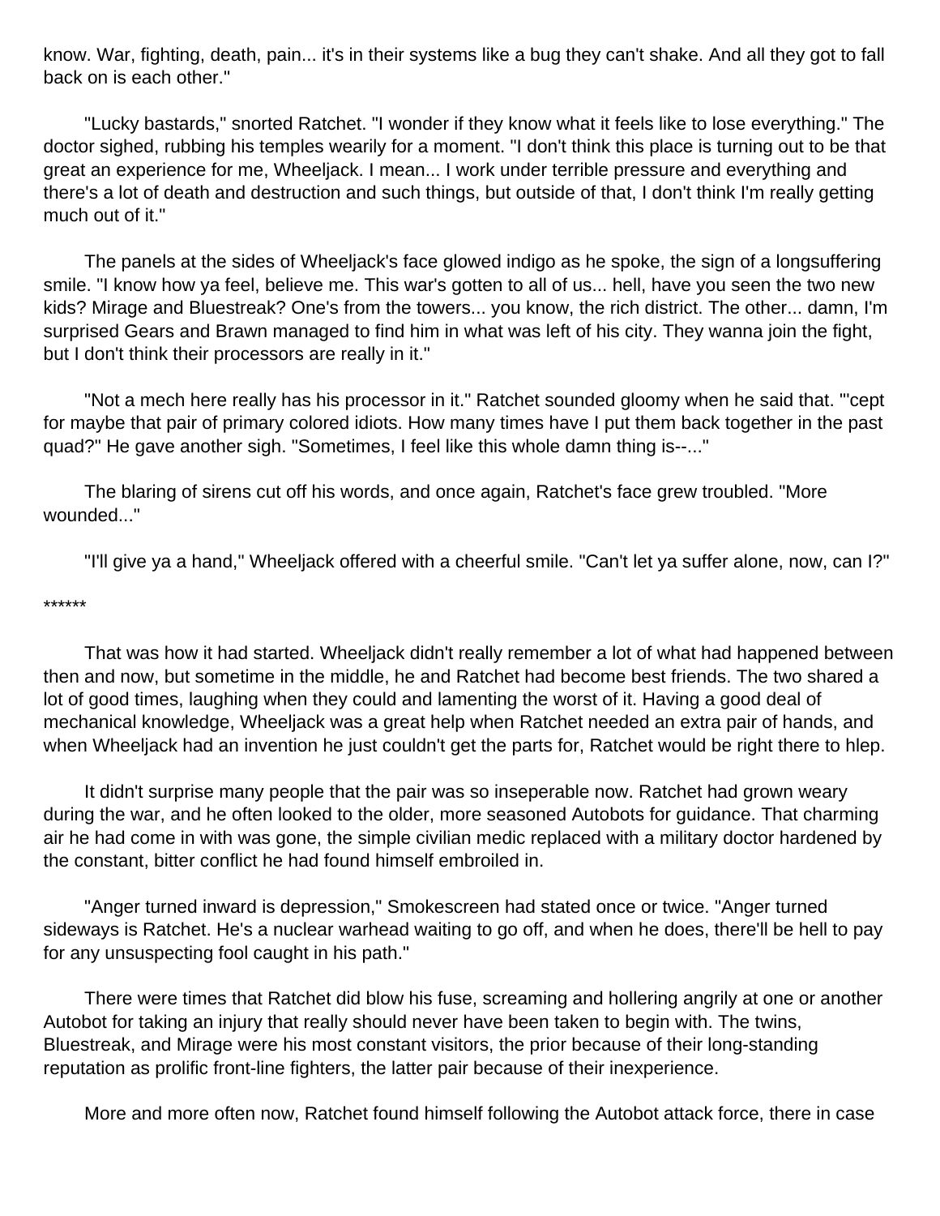know. War, fighting, death, pain... it's in their systems like a bug they can't shake. And all they got to fall back on is each other."

"Lucky bastards," snorted Ratchet. "I wonder if they know what it feels like to lose everything." The doctor sighed, rubbing his temples wearily for a moment. "I don't think this place is turning out to be that great an experience for me, Wheeljack. I mean... I work under terrible pressure and everything and there's a lot of death and destruction and such things, but outside of that, I don't think I'm really getting much out of it."

The panels at the sides of Wheeljack's face glowed indigo as he spoke, the sign of a longsuffering smile. "I know how ya feel, believe me. This war's gotten to all of us... hell, have you seen the two new kids? Mirage and Bluestreak? One's from the towers... you know, the rich district. The other... damn, I'm surprised Gears and Brawn managed to find him in what was left of his city. They wanna join the fight, but I don't think their processors are really in it."

"Not a mech here really has his processor in it." Ratchet sounded gloomy when he said that. "'cept for maybe that pair of primary colored idiots. How many times have I put them back together in the past quad?" He gave another sigh. "Sometimes, I feel like this whole damn thing is--..."

The blaring of sirens cut off his words, and once again, Ratchet's face grew troubled. "More wounded..."

"I'll give ya a hand," Wheeljack offered with a cheerful smile. "Can't let ya suffer alone, now, can I?"

******

That was how it had started. Wheeljack didn't really remember a lot of what had happened between then and now, but sometime in the middle, he and Ratchet had become best friends. The two shared a lot of good times, laughing when they could and lamenting the worst of it. Having a good deal of mechanical knowledge, Wheeljack was a great help when Ratchet needed an extra pair of hands, and when Wheeljack had an invention he just couldn't get the parts for, Ratchet would be right there to hlep.

It didn't surprise many people that the pair was so inseperable now. Ratchet had grown weary during the war, and he often looked to the older, more seasoned Autobots for guidance. That charming air he had come in with was gone, the simple civilian medic replaced with a military doctor hardened by the constant, bitter conflict he had found himself embroiled in.

"Anger turned inward is depression," Smokescreen had stated once or twice. "Anger turned sideways is Ratchet. He's a nuclear warhead waiting to go off, and when he does, there'll be hell to pay for any unsuspecting fool caught in his path."

There were times that Ratchet did blow his fuse, screaming and hollering angrily at one or another Autobot for taking an injury that really should never have been taken to begin with. The twins, Bluestreak, and Mirage were his most constant visitors, the prior because of their long-standing reputation as prolific front-line fighters, the latter pair because of their inexperience.

More and more often now, Ratchet found himself following the Autobot attack force, there in case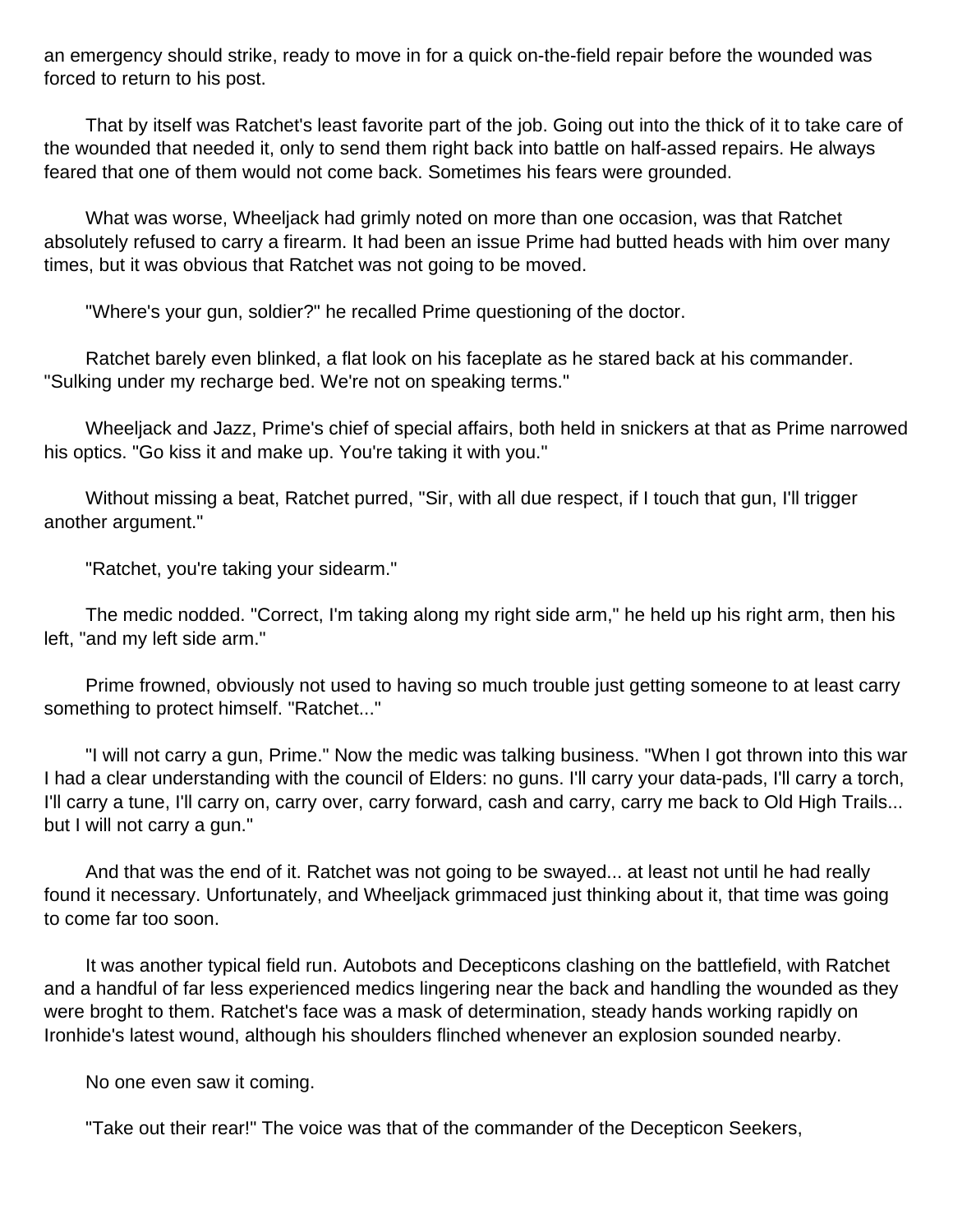an emergency should strike, ready to move in for a quick on-the-field repair before the wounded was forced to return to his post.

That by itself was Ratchet's least favorite part of the job. Going out into the thick of it to take care of the wounded that needed it, only to send them right back into battle on half-assed repairs. He always feared that one of them would not come back. Sometimes his fears were grounded.

What was worse, Wheeljack had grimly noted on more than one occasion, was that Ratchet absolutely refused to carry a firearm. It had been an issue Prime had butted heads with him over many times, but it was obvious that Ratchet was not going to be moved.

"Where's your gun, soldier?" he recalled Prime questioning of the doctor.

Ratchet barely even blinked, a flat look on his faceplate as he stared back at his commander. "Sulking under my recharge bed. We're not on speaking terms."

Wheeljack and Jazz, Prime's chief of special affairs, both held in snickers at that as Prime narrowed his optics. "Go kiss it and make up. You're taking it with you."

Without missing a beat, Ratchet purred, "Sir, with all due respect, if I touch that gun, I'll trigger another argument."

"Ratchet, you're taking your sidearm."

The medic nodded. "Correct, I'm taking along my right side arm," he held up his right arm, then his left, "and my left side arm."

Prime frowned, obviously not used to having so much trouble just getting someone to at least carry something to protect himself. "Ratchet..."

"I will not carry a gun, Prime." Now the medic was talking business. "When I got thrown into this war I had a clear understanding with the council of Elders: no guns. I'll carry your data-pads, I'll carry a torch, I'll carry a tune, I'll carry on, carry over, carry forward, cash and carry, carry me back to Old High Trails... but I will not carry a gun."

And that was the end of it. Ratchet was not going to be swayed... at least not until he had really found it necessary. Unfortunately, and Wheeljack grimmaced just thinking about it, that time was going to come far too soon.

It was another typical field run. Autobots and Decepticons clashing on the battlefield, with Ratchet and a handful of far less experienced medics lingering near the back and handling the wounded as they were broght to them. Ratchet's face was a mask of determination, steady hands working rapidly on Ironhide's latest wound, although his shoulders flinched whenever an explosion sounded nearby.

No one even saw it coming.

"Take out their rear!" The voice was that of the commander of the Decepticon Seekers,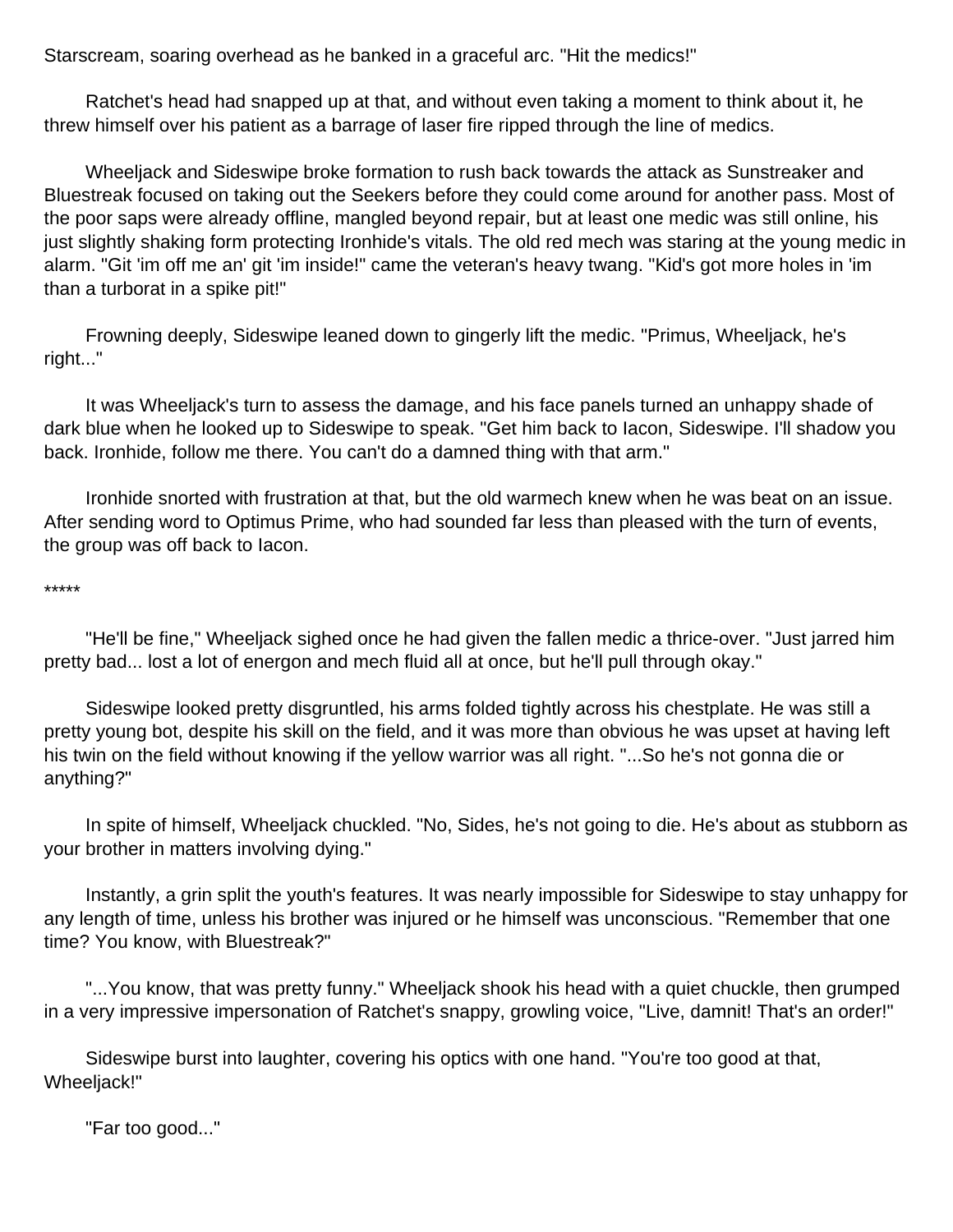Starscream, soaring overhead as he banked in a graceful arc. "Hit the medics!"

Ratchet's head had snapped up at that, and without even taking a moment to think about it, he threw himself over his patient as a barrage of laser fire ripped through the line of medics.

Wheeljack and Sideswipe broke formation to rush back towards the attack as Sunstreaker and Bluestreak focused on taking out the Seekers before they could come around for another pass. Most of the poor saps were already offline, mangled beyond repair, but at least one medic was still online, his just slightly shaking form protecting Ironhide's vitals. The old red mech was staring at the young medic in alarm. "Git 'im off me an' git 'im inside!" came the veteran's heavy twang. "Kid's got more holes in 'im than a turborat in a spike pit!"

Frowning deeply, Sideswipe leaned down to gingerly lift the medic. "Primus, Wheeljack, he's right..."

It was Wheeljack's turn to assess the damage, and his face panels turned an unhappy shade of dark blue when he looked up to Sideswipe to speak. "Get him back to Iacon, Sideswipe. I'll shadow you back. Ironhide, follow me there. You can't do a damned thing with that arm."

Ironhide snorted with frustration at that, but the old warmech knew when he was beat on an issue. After sending word to Optimus Prime, who had sounded far less than pleased with the turn of events, the group was off back to Iacon.

*****

"He'll be fine," Wheeljack sighed once he had given the fallen medic a thrice-over. "Just jarred him pretty bad... lost a lot of energon and mech fluid all at once, but he'll pull through okay."

Sideswipe looked pretty disgruntled, his arms folded tightly across his chestplate. He was still a pretty young bot, despite his skill on the field, and it was more than obvious he was upset at having left his twin on the field without knowing if the yellow warrior was all right. "...So he's not gonna die or anything?"

In spite of himself, Wheeljack chuckled. "No, Sides, he's not going to die. He's about as stubborn as your brother in matters involving dying."

Instantly, a grin split the youth's features. It was nearly impossible for Sideswipe to stay unhappy for any length of time, unless his brother was injured or he himself was unconscious. "Remember that one time? You know, with Bluestreak?"

"...You know, that was pretty funny." Wheeljack shook his head with a quiet chuckle, then grumped in a very impressive impersonation of Ratchet's snappy, growling voice, "Live, damnit! That's an order!"

Sideswipe burst into laughter, covering his optics with one hand. "You're too good at that, Wheeljack!"

"Far too good..."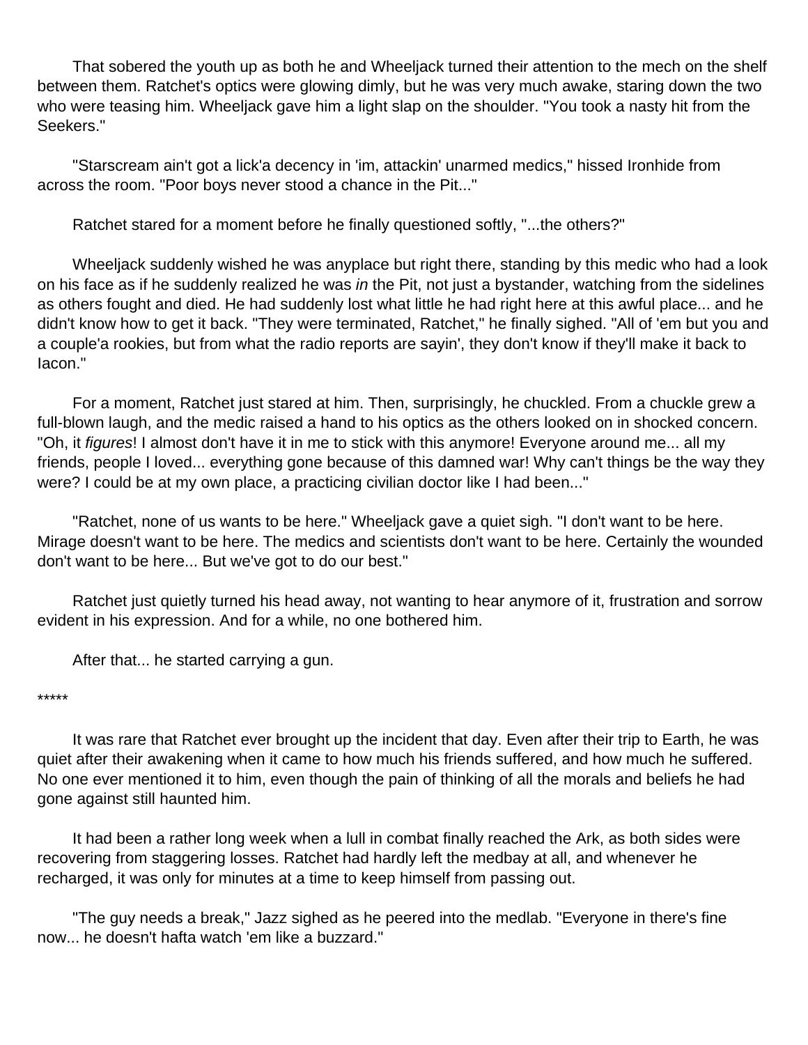That sobered the youth up as both he and Wheeljack turned their attention to the mech on the shelf between them. Ratchet's optics were glowing dimly, but he was very much awake, staring down the two who were teasing him. Wheeljack gave him a light slap on the shoulder. "You took a nasty hit from the Seekers."

"Starscream ain't got a lick'a decency in 'im, attackin' unarmed medics," hissed Ironhide from across the room. "Poor boys never stood a chance in the Pit..."

Ratchet stared for a moment before he finally questioned softly, "...the others?"

Wheeljack suddenly wished he was anyplace but right there, standing by this medic who had a look on his face as if he suddenly realized he was *in* the Pit, not just a bystander, watching from the sidelines as others fought and died. He had suddenly lost what little he had right here at this awful place... and he didn't know how to get it back. "They were terminated, Ratchet," he finally sighed. "All of 'em but you and a couple'a rookies, but from what the radio reports are sayin', they don't know if they'll make it back to Iacon."

For a moment, Ratchet just stared at him. Then, surprisingly, he chuckled. From a chuckle grew a full-blown laugh, and the medic raised a hand to his optics as the others looked on in shocked concern. "Oh, it *figures*! I almost don't have it in me to stick with this anymore! Everyone around me... all my friends, people I loved... everything gone because of this damned war! Why can't things be the way they were? I could be at my own place, a practicing civilian doctor like I had been..."

"Ratchet, none of us wants to be here." Wheeljack gave a quiet sigh. "I don't want to be here. Mirage doesn't want to be here. The medics and scientists don't want to be here. Certainly the wounded don't want to be here... But we've got to do our best."

Ratchet just quietly turned his head away, not wanting to hear anymore of it, frustration and sorrow evident in his expression. And for a while, no one bothered him.

After that... he started carrying a gun.

*****

It was rare that Ratchet ever brought up the incident that day. Even after their trip to Earth, he was quiet after their awakening when it came to how much his friends suffered, and how much he suffered. No one ever mentioned it to him, even though the pain of thinking of all the morals and beliefs he had gone against still haunted him.

It had been a rather long week when a lull in combat finally reached the Ark, as both sides were recovering from staggering losses. Ratchet had hardly left the medbay at all, and whenever he recharged, it was only for minutes at a time to keep himself from passing out.

"The guy needs a break," Jazz sighed as he peered into the medlab. "Everyone in there's fine now... he doesn't hafta watch 'em like a buzzard."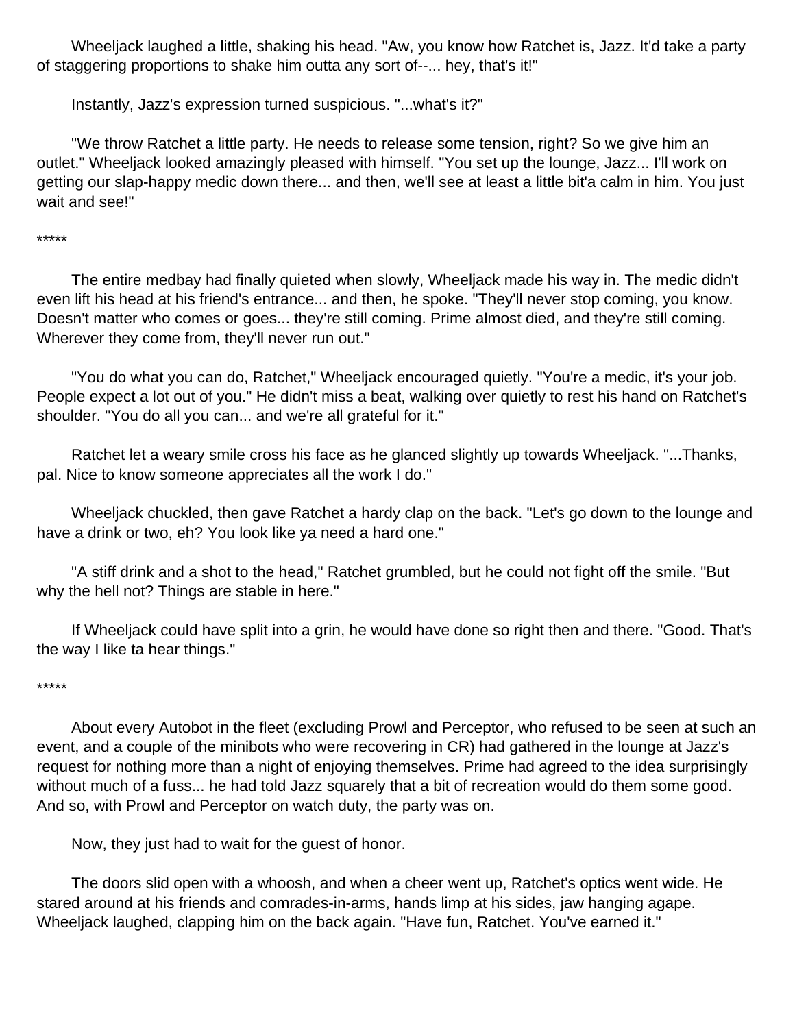Wheeljack laughed a little, shaking his head. "Aw, you know how Ratchet is, Jazz. It'd take a party of staggering proportions to shake him outta any sort of--... hey, that's it!"

Instantly, Jazz's expression turned suspicious. "...what's it?"

"We throw Ratchet a little party. He needs to release some tension, right? So we give him an outlet." Wheeljack looked amazingly pleased with himself. "You set up the lounge, Jazz... I'll work on getting our slap-happy medic down there... and then, we'll see at least a little bit'a calm in him. You just wait and see!"

*****

The entire medbay had finally quieted when slowly, Wheeljack made his way in. The medic didn't even lift his head at his friend's entrance... and then, he spoke. "They'll never stop coming, you know. Doesn't matter who comes or goes... they're still coming. Prime almost died, and they're still coming. Wherever they come from, they'll never run out."

"You do what you can do, Ratchet," Wheeljack encouraged quietly. "You're a medic, it's your job. People expect a lot out of you." He didn't miss a beat, walking over quietly to rest his hand on Ratchet's shoulder. "You do all you can... and we're all grateful for it."

Ratchet let a weary smile cross his face as he glanced slightly up towards Wheeljack. "...Thanks, pal. Nice to know someone appreciates all the work I do."

Wheeljack chuckled, then gave Ratchet a hardy clap on the back. "Let's go down to the lounge and have a drink or two, eh? You look like ya need a hard one."

"A stiff drink and a shot to the head," Ratchet grumbled, but he could not fight off the smile. "But why the hell not? Things are stable in here."

If Wheeljack could have split into a grin, he would have done so right then and there. "Good. That's the way I like ta hear things."

*****

About every Autobot in the fleet (excluding Prowl and Perceptor, who refused to be seen at such an event, and a couple of the minibots who were recovering in CR) had gathered in the lounge at Jazz's request for nothing more than a night of enjoying themselves. Prime had agreed to the idea surprisingly without much of a fuss... he had told Jazz squarely that a bit of recreation would do them some good. And so, with Prowl and Perceptor on watch duty, the party was on.

Now, they just had to wait for the guest of honor.

The doors slid open with a whoosh, and when a cheer went up, Ratchet's optics went wide. He stared around at his friends and comrades-in-arms, hands limp at his sides, jaw hanging agape. Wheeljack laughed, clapping him on the back again. "Have fun, Ratchet. You've earned it."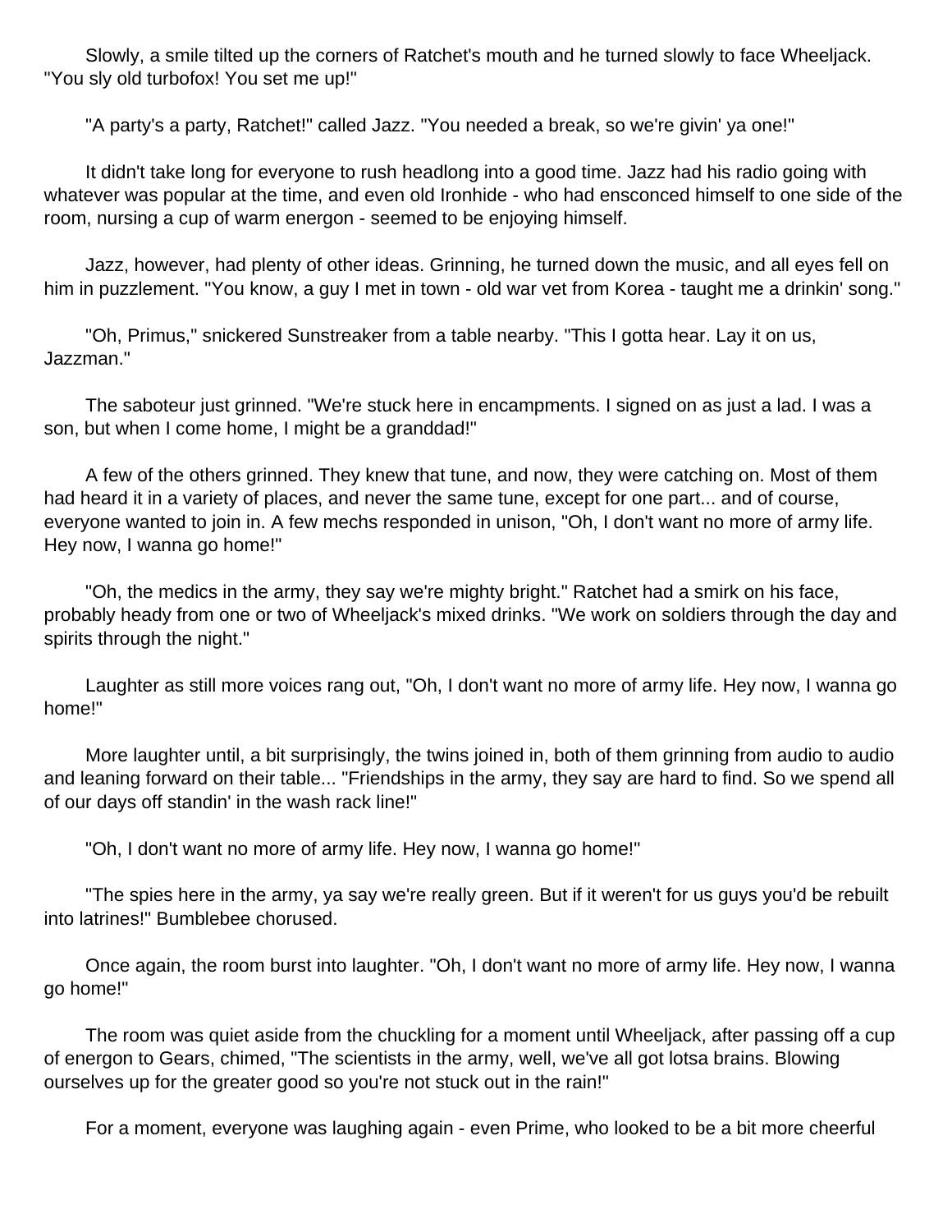Slowly, a smile tilted up the corners of Ratchet's mouth and he turned slowly to face Wheeljack. "You sly old turbofox! You set me up!"

"A party's a party, Ratchet!" called Jazz. "You needed a break, so we're givin' ya one!"

It didn't take long for everyone to rush headlong into a good time. Jazz had his radio going with whatever was popular at the time, and even old Ironhide - who had ensconced himself to one side of the room, nursing a cup of warm energon - seemed to be enjoying himself.

Jazz, however, had plenty of other ideas. Grinning, he turned down the music, and all eyes fell on him in puzzlement. "You know, a guy I met in town - old war vet from Korea - taught me a drinkin' song."

"Oh, Primus," snickered Sunstreaker from a table nearby. "This I gotta hear. Lay it on us, Jazzman."

The saboteur just grinned. "We're stuck here in encampments. I signed on as just a lad. I was a son, but when I come home, I might be a granddad!"

A few of the others grinned. They knew that tune, and now, they were catching on. Most of them had heard it in a variety of places, and never the same tune, except for one part... and of course, everyone wanted to join in. A few mechs responded in unison, "Oh, I don't want no more of army life. Hey now, I wanna go home!"

"Oh, the medics in the army, they say we're mighty bright." Ratchet had a smirk on his face, probably heady from one or two of Wheeljack's mixed drinks. "We work on soldiers through the day and spirits through the night."

Laughter as still more voices rang out, "Oh, I don't want no more of army life. Hey now, I wanna go home!"

More laughter until, a bit surprisingly, the twins joined in, both of them grinning from audio to audio and leaning forward on their table... "Friendships in the army, they say are hard to find. So we spend all of our days off standin' in the wash rack line!"

"Oh, I don't want no more of army life. Hey now, I wanna go home!"

"The spies here in the army, ya say we're really green. But if it weren't for us guys you'd be rebuilt into latrines!" Bumblebee chorused.

Once again, the room burst into laughter. "Oh, I don't want no more of army life. Hey now, I wanna go home!"

The room was quiet aside from the chuckling for a moment until Wheeljack, after passing off a cup of energon to Gears, chimed, "The scientists in the army, well, we've all got lotsa brains. Blowing ourselves up for the greater good so you're not stuck out in the rain!"

For a moment, everyone was laughing again - even Prime, who looked to be a bit more cheerful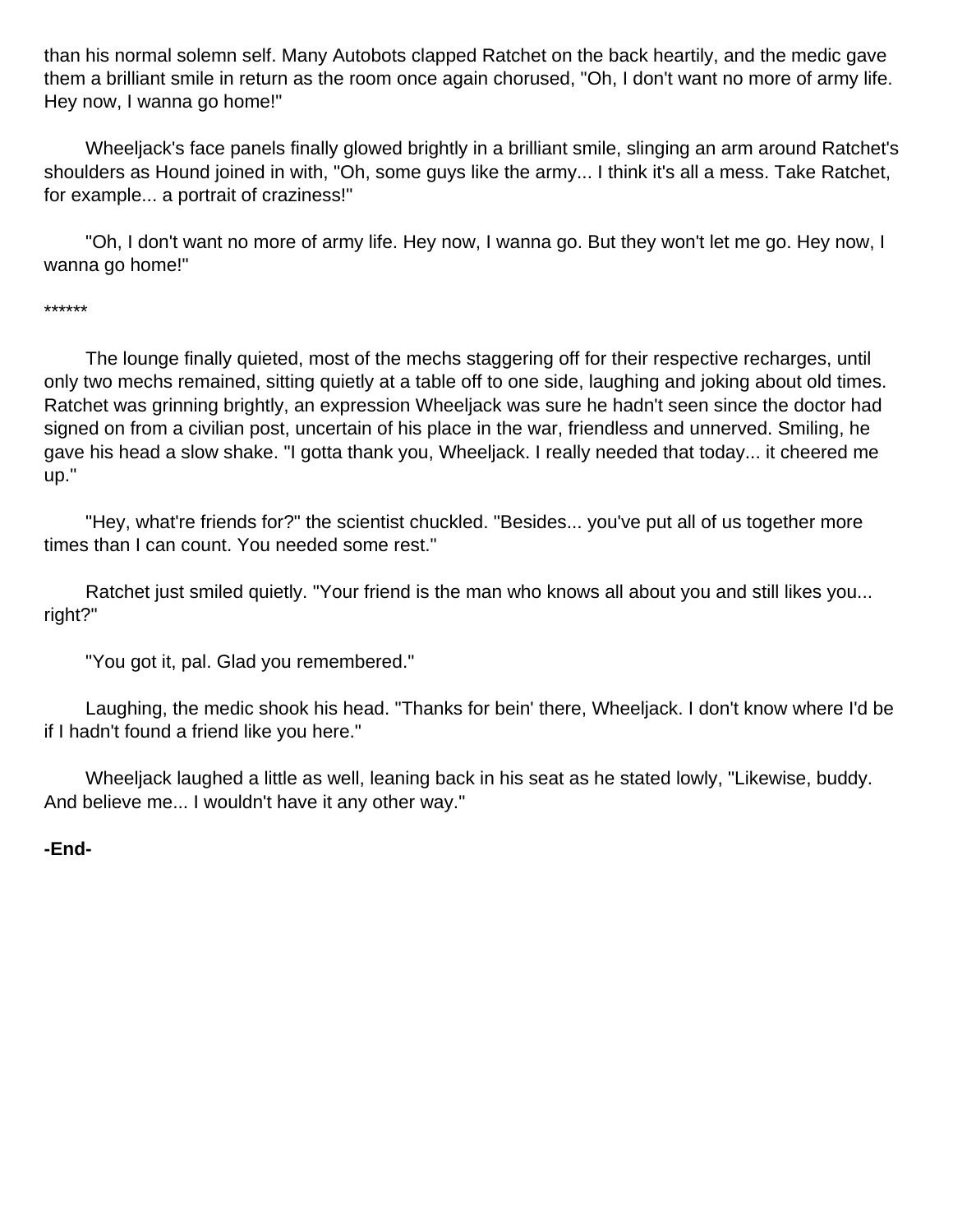than his normal solemn self. Many Autobots clapped Ratchet on the back heartily, and the medic gave them a brilliant smile in return as the room once again chorused, "Oh, I don't want no more of army life. Hey now, I wanna go home!"

Wheeljack's face panels finally glowed brightly in a brilliant smile, slinging an arm around Ratchet's shoulders as Hound joined in with, "Oh, some guys like the army... I think it's all a mess. Take Ratchet, for example... a portrait of craziness!"

"Oh, I don't want no more of army life. Hey now, I wanna go. But they won't let me go. Hey now, I wanna go home!"

******

The lounge finally quieted, most of the mechs staggering off for their respective recharges, until only two mechs remained, sitting quietly at a table off to one side, laughing and joking about old times. Ratchet was grinning brightly, an expression Wheeljack was sure he hadn't seen since the doctor had signed on from a civilian post, uncertain of his place in the war, friendless and unnerved. Smiling, he gave his head a slow shake. "I gotta thank you, Wheeljack. I really needed that today... it cheered me up."

"Hey, what're friends for?" the scientist chuckled. "Besides... you've put all of us together more times than I can count. You needed some rest."

Ratchet just smiled quietly. "Your friend is the man who knows all about you and still likes you... right?"

"You got it, pal. Glad you remembered."

Laughing, the medic shook his head. "Thanks for bein' there, Wheeljack. I don't know where I'd be if I hadn't found a friend like you here."

Wheeljack laughed a little as well, leaning back in his seat as he stated lowly, "Likewise, buddy. And believe me... I wouldn't have it any other way."

**-End-**